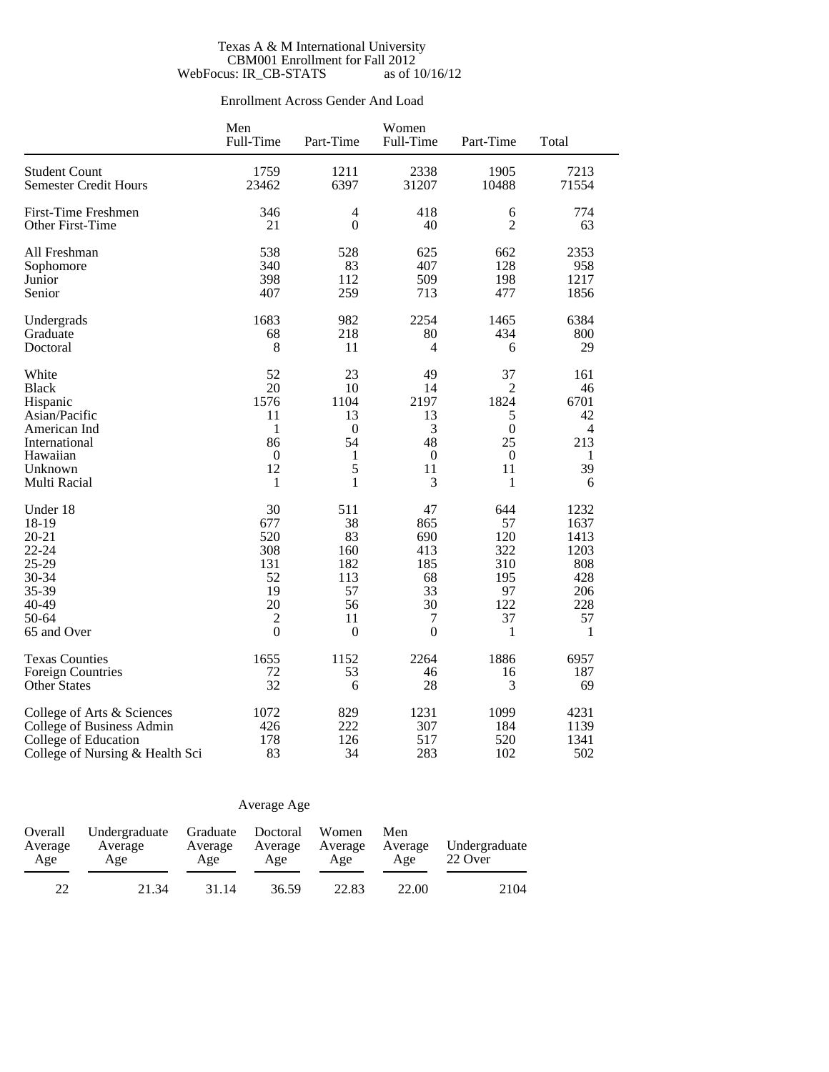Texas A & M International University
CBM001 Enrollment for Fall 2012
WebFocus: IR_CB-STATS as of 10/16/12

## Enrollment Across Gender And Load

| | Men Full-Time | Men Part-Time | Women Full-Time | Women Part-Time | Total |
|---|---|---|---|---|---|
| Student Count | 1759 | 1211 | 2338 | 1905 | 7213 |
| Semester Credit Hours | 23462 | 6397 | 31207 | 10488 | 71554 |
| First-Time Freshmen | 346 | 4 | 418 | 6 | 774 |
| Other First-Time | 21 | 0 | 40 | 2 | 63 |
| All Freshman | 538 | 528 | 625 | 662 | 2353 |
| Sophomore | 340 | 83 | 407 | 128 | 958 |
| Junior | 398 | 112 | 509 | 198 | 1217 |
| Senior | 407 | 259 | 713 | 477 | 1856 |
| Undergrads | 1683 | 982 | 2254 | 1465 | 6384 |
| Graduate | 68 | 218 | 80 | 434 | 800 |
| Doctoral | 8 | 11 | 4 | 6 | 29 |
| White | 52 | 23 | 49 | 37 | 161 |
| Black | 20 | 10 | 14 | 2 | 46 |
| Hispanic | 1576 | 1104 | 2197 | 1824 | 6701 |
| Asian/Pacific | 11 | 13 | 13 | 5 | 42 |
| American Ind | 1 | 0 | 3 | 0 | 4 |
| International | 86 | 54 | 48 | 25 | 213 |
| Hawaiian | 0 | 1 | 0 | 0 | 1 |
| Unknown | 12 | 5 | 11 | 11 | 39 |
| Multi Racial | 1 | 1 | 3 | 1 | 6 |
| Under 18 | 30 | 511 | 47 | 644 | 1232 |
| 18-19 | 677 | 38 | 865 | 57 | 1637 |
| 20-21 | 520 | 83 | 690 | 120 | 1413 |
| 22-24 | 308 | 160 | 413 | 322 | 1203 |
| 25-29 | 131 | 182 | 185 | 310 | 808 |
| 30-34 | 52 | 113 | 68 | 195 | 428 |
| 35-39 | 19 | 57 | 33 | 97 | 206 |
| 40-49 | 20 | 56 | 30 | 122 | 228 |
| 50-64 | 2 | 11 | 7 | 37 | 57 |
| 65 and Over | 0 | 0 | 0 | 1 | 1 |
| Texas Counties | 1655 | 1152 | 2264 | 1886 | 6957 |
| Foreign Countries | 72 | 53 | 46 | 16 | 187 |
| Other States | 32 | 6 | 28 | 3 | 69 |
| College of Arts & Sciences | 1072 | 829 | 1231 | 1099 | 4231 |
| College of Business Admin | 426 | 222 | 307 | 184 | 1139 |
| College of Education | 178 | 126 | 517 | 520 | 1341 |
| College of Nursing & Health Sci | 83 | 34 | 283 | 102 | 502 |

## Average Age

| Overall Average Age | Undergraduate Average Age | Graduate Average Age | Doctoral Average Age | Women Average Age | Men Average Age | Undergraduate 22 Over |
|---|---|---|---|---|---|---|
| 22 | 21.34 | 31.14 | 36.59 | 22.83 | 22.00 | 2104 |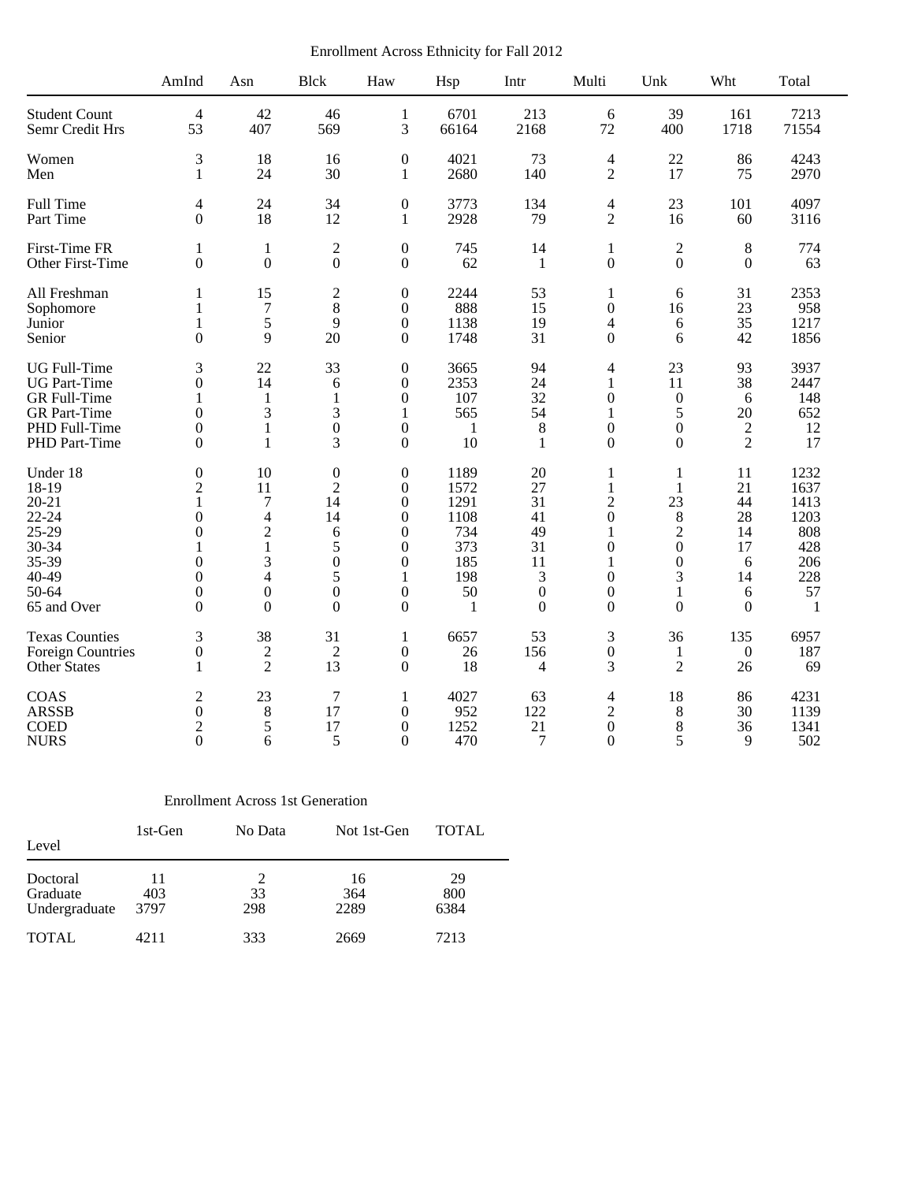Enrollment Across Ethnicity for Fall 2012

| | AmInd | Asn | Blck | Haw | Hsp | Intr | Multi | Unk | Wht | Total |
|---|---|---|---|---|---|---|---|---|---|---|
| Student Count | 4 | 42 | 46 | 1 | 6701 | 213 | 6 | 39 | 161 | 7213 |
| Semr Credit Hrs | 53 | 407 | 569 | 3 | 66164 | 2168 | 72 | 400 | 1718 | 71554 |
| Women | 3 | 18 | 16 | 0 | 4021 | 73 | 4 | 22 | 86 | 4243 |
| Men | 1 | 24 | 30 | 1 | 2680 | 140 | 2 | 17 | 75 | 2970 |
| Full Time | 4 | 24 | 34 | 0 | 3773 | 134 | 4 | 23 | 101 | 4097 |
| Part Time | 0 | 18 | 12 | 1 | 2928 | 79 | 2 | 16 | 60 | 3116 |
| First-Time FR | 1 | 1 | 2 | 0 | 745 | 14 | 1 | 2 | 8 | 774 |
| Other First-Time | 0 | 0 | 0 | 0 | 62 | 1 | 0 | 0 | 0 | 63 |
| All Freshman | 1 | 15 | 2 | 0 | 2244 | 53 | 1 | 6 | 31 | 2353 |
| Sophomore | 1 | 7 | 8 | 0 | 888 | 15 | 0 | 16 | 23 | 958 |
| Junior | 1 | 5 | 9 | 0 | 1138 | 19 | 4 | 6 | 35 | 1217 |
| Senior | 0 | 9 | 20 | 0 | 1748 | 31 | 0 | 6 | 42 | 1856 |
| UG Full-Time | 3 | 22 | 33 | 0 | 3665 | 94 | 4 | 23 | 93 | 3937 |
| UG Part-Time | 0 | 14 | 6 | 0 | 2353 | 24 | 1 | 11 | 38 | 2447 |
| GR Full-Time | 1 | 1 | 1 | 0 | 107 | 32 | 0 | 0 | 6 | 148 |
| GR Part-Time | 0 | 3 | 3 | 1 | 565 | 54 | 1 | 5 | 20 | 652 |
| PHD Full-Time | 0 | 1 | 0 | 0 | 1 | 8 | 0 | 0 | 2 | 12 |
| PHD Part-Time | 0 | 1 | 3 | 0 | 10 | 1 | 0 | 0 | 2 | 17 |
| Under 18 | 0 | 10 | 0 | 0 | 1189 | 20 | 1 | 1 | 11 | 1232 |
| 18-19 | 2 | 11 | 2 | 0 | 1572 | 27 | 1 | 1 | 21 | 1637 |
| 20-21 | 1 | 7 | 14 | 0 | 1291 | 31 | 2 | 23 | 44 | 1413 |
| 22-24 | 0 | 4 | 14 | 0 | 1108 | 41 | 0 | 8 | 28 | 1203 |
| 25-29 | 0 | 2 | 6 | 0 | 734 | 49 | 1 | 2 | 14 | 808 |
| 30-34 | 1 | 1 | 5 | 0 | 373 | 31 | 0 | 0 | 17 | 428 |
| 35-39 | 0 | 3 | 0 | 0 | 185 | 11 | 1 | 0 | 6 | 206 |
| 40-49 | 0 | 4 | 5 | 1 | 198 | 3 | 0 | 3 | 14 | 228 |
| 50-64 | 0 | 0 | 0 | 0 | 50 | 0 | 0 | 1 | 6 | 57 |
| 65 and Over | 0 | 0 | 0 | 0 | 1 | 0 | 0 | 0 | 0 | 1 |
| Texas Counties | 3 | 38 | 31 | 1 | 6657 | 53 | 3 | 36 | 135 | 6957 |
| Foreign Countries | 0 | 2 | 2 | 0 | 26 | 156 | 0 | 1 | 0 | 187 |
| Other States | 1 | 2 | 13 | 0 | 18 | 4 | 3 | 2 | 26 | 69 |
| COAS | 2 | 23 | 7 | 1 | 4027 | 63 | 4 | 18 | 86 | 4231 |
| ARSSB | 0 | 8 | 17 | 0 | 952 | 122 | 2 | 8 | 30 | 1139 |
| COED | 2 | 5 | 17 | 0 | 1252 | 21 | 0 | 8 | 36 | 1341 |
| NURS | 0 | 6 | 5 | 0 | 470 | 7 | 0 | 5 | 9 | 502 |

Enrollment Across 1st Generation

| Level | 1st-Gen | No Data | Not 1st-Gen | TOTAL |
|---|---|---|---|---|
| Doctoral | 11 | 2 | 16 | 29 |
| Graduate | 403 | 33 | 364 | 800 |
| Undergraduate | 3797 | 298 | 2289 | 6384 |
| TOTAL | 4211 | 333 | 2669 | 7213 |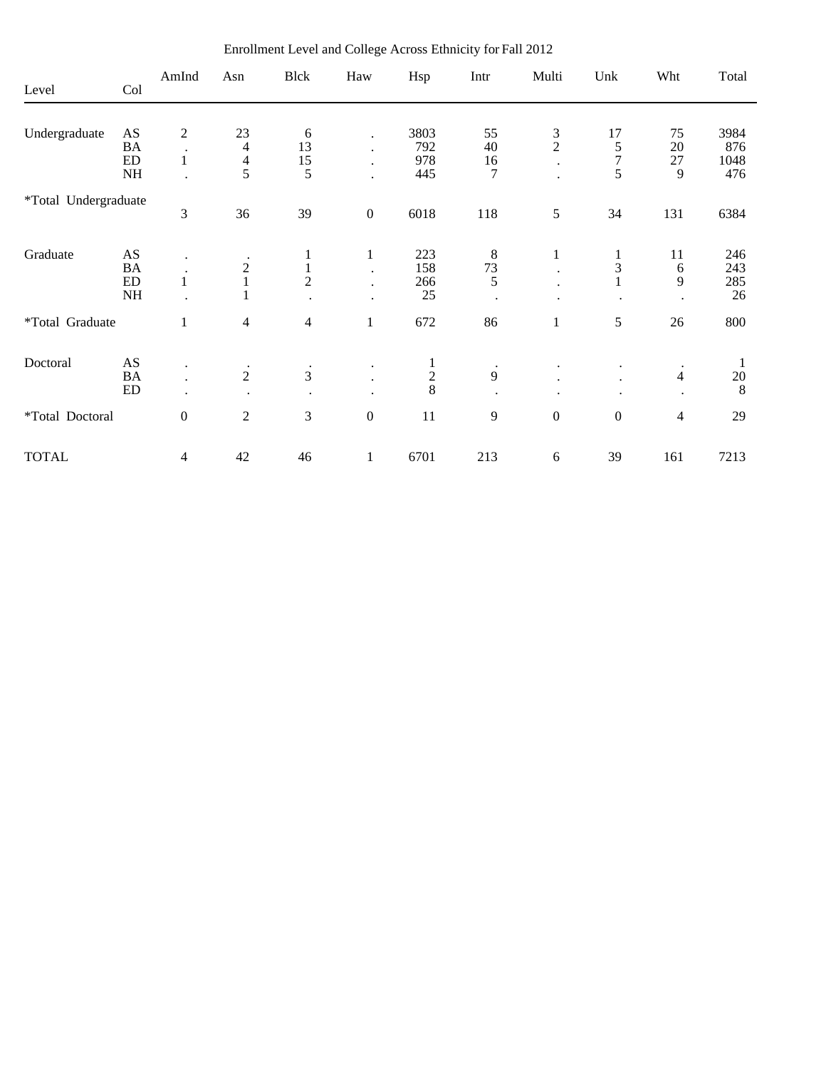Enrollment Level and College Across Ethnicity for Fall 2012

| Level | Col | AmInd | Asn | Blck | Haw | Hsp | Intr | Multi | Unk | Wht | Total |
|---|---|---|---|---|---|---|---|---|---|---|---|
| Undergraduate | AS | 2 | 23 | 6 | . | 3803 | 55 | 3 | 17 | 75 | 3984 |
| | BA | . | 4 | 13 | . | 792 | 40 | 2 | 5 | 20 | 876 |
| | ED | 1 | 4 | 15 | . | 978 | 16 | . | 7 | 27 | 1048 |
| | NH | . | 5 | 5 | . | 445 | 7 | . | 5 | 9 | 476 |
| *Total Undergraduate | | 3 | 36 | 39 | 0 | 6018 | 118 | 5 | 34 | 131 | 6384 |
| Graduate | AS | . | . | 1 | 1 | 223 | 8 | 1 | 1 | 11 | 246 |
| | BA | . | 2 | 1 | . | 158 | 73 | . | 3 | 6 | 243 |
| | ED | 1 | 1 | 2 | . | 266 | 5 | . | 1 | 9 | 285 |
| | NH | . | 1 | . | . | 25 | . | . | . | . | 26 |
| *Total Graduate | | 1 | 4 | 4 | 1 | 672 | 86 | 1 | 5 | 26 | 800 |
| Doctoral | AS | . | . | . | . | 1 | . | . | . | . | 1 |
| | BA | . | 2 | 3 | . | 2 | 9 | . | . | 4 | 20 |
| | ED | . | . | . | . | 8 | . | . | . | . | 8 |
| *Total Doctoral | | 0 | 2 | 3 | 0 | 11 | 9 | 0 | 0 | 4 | 29 |
| TOTAL | | 4 | 42 | 46 | 1 | 6701 | 213 | 6 | 39 | 161 | 7213 |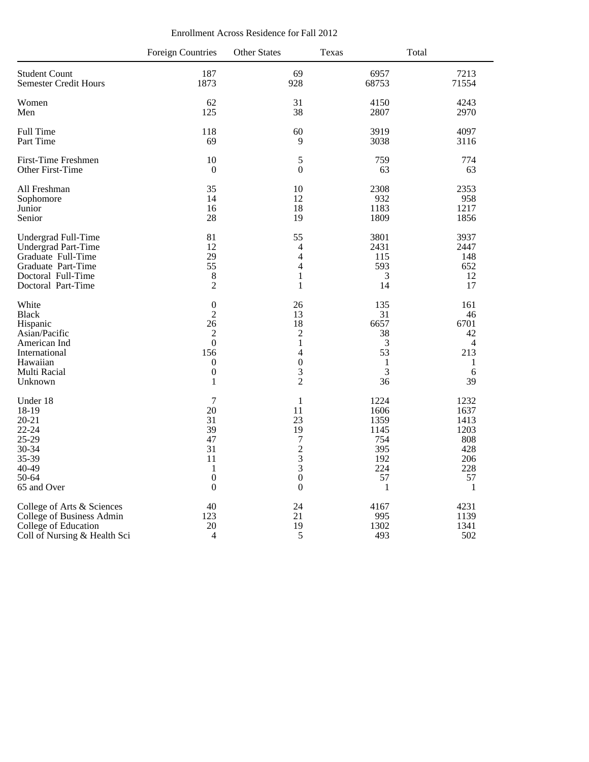Enrollment Across Residence for Fall 2012

| | Foreign Countries | Other States | Texas | Total |
|---|---|---|---|---|
| Student Count | 187 | 69 | 6957 | 7213 |
| Semester Credit Hours | 1873 | 928 | 68753 | 71554 |
| Women | 62 | 31 | 4150 | 4243 |
| Men | 125 | 38 | 2807 | 2970 |
| Full Time | 118 | 60 | 3919 | 4097 |
| Part Time | 69 | 9 | 3038 | 3116 |
| First-Time Freshmen | 10 | 5 | 759 | 774 |
| Other First-Time | 0 | 0 | 63 | 63 |
| All Freshman | 35 | 10 | 2308 | 2353 |
| Sophomore | 14 | 12 | 932 | 958 |
| Junior | 16 | 18 | 1183 | 1217 |
| Senior | 28 | 19 | 1809 | 1856 |
| Undergrad Full-Time | 81 | 55 | 3801 | 3937 |
| Undergrad Part-Time | 12 | 4 | 2431 | 2447 |
| Graduate Full-Time | 29 | 4 | 115 | 148 |
| Graduate Part-Time | 55 | 4 | 593 | 652 |
| Doctoral Full-Time | 8 | 1 | 3 | 12 |
| Doctoral Part-Time | 2 | 1 | 14 | 17 |
| White | 0 | 26 | 135 | 161 |
| Black | 2 | 13 | 31 | 46 |
| Hispanic | 26 | 18 | 6657 | 6701 |
| Asian/Pacific | 2 | 2 | 38 | 42 |
| American Ind | 0 | 1 | 3 | 4 |
| International | 156 | 4 | 53 | 213 |
| Hawaiian | 0 | 0 | 1 | 1 |
| Multi Racial | 0 | 3 | 3 | 6 |
| Unknown | 1 | 2 | 36 | 39 |
| Under 18 | 7 | 1 | 1224 | 1232 |
| 18-19 | 20 | 11 | 1606 | 1637 |
| 20-21 | 31 | 23 | 1359 | 1413 |
| 22-24 | 39 | 19 | 1145 | 1203 |
| 25-29 | 47 | 7 | 754 | 808 |
| 30-34 | 31 | 2 | 395 | 428 |
| 35-39 | 11 | 3 | 192 | 206 |
| 40-49 | 1 | 3 | 224 | 228 |
| 50-64 | 0 | 0 | 57 | 57 |
| 65 and Over | 0 | 0 | 1 | 1 |
| College of Arts & Sciences | 40 | 24 | 4167 | 4231 |
| College of Business Admin | 123 | 21 | 995 | 1139 |
| College of Education | 20 | 19 | 1302 | 1341 |
| Coll of Nursing & Health Sci | 4 | 5 | 493 | 502 |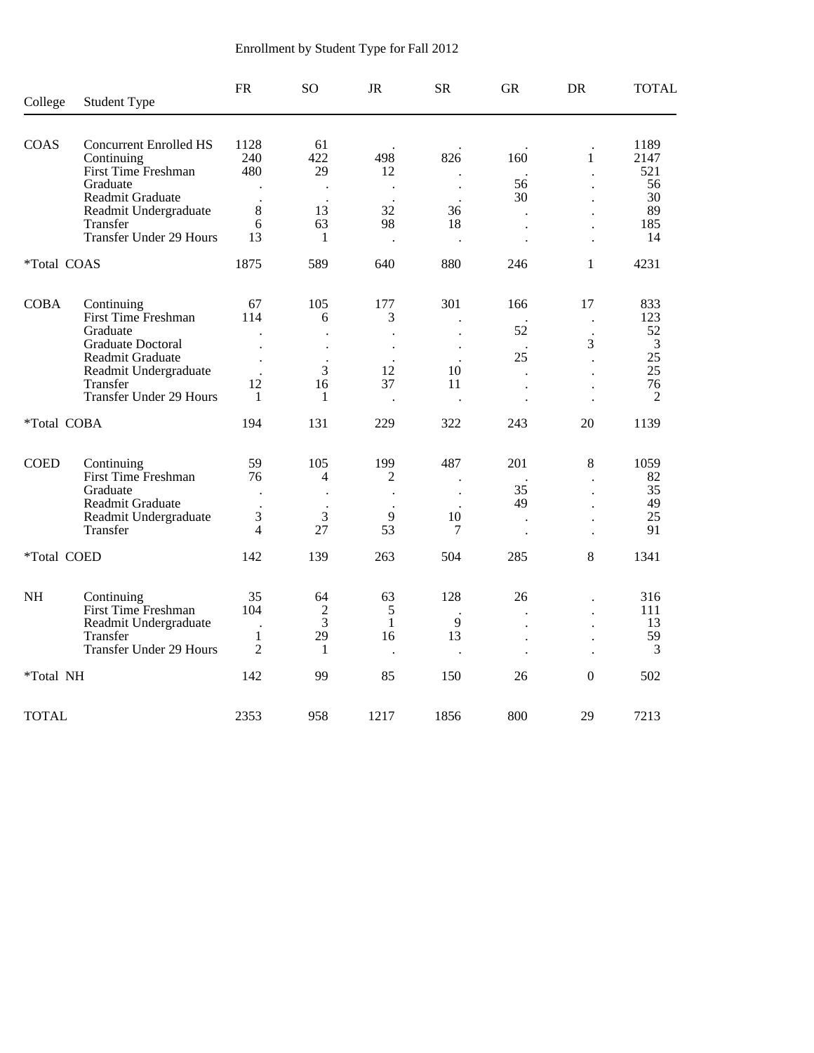# Enrollment by Student Type for Fall 2012

| College | Student Type | FR | SO | JR | SR | GR | DR | TOTAL |
|---|---|---|---|---|---|---|---|---|
| COAS | Concurrent Enrolled HS | 1128 | 61 | . | . | . | . | 1189 |
| | Continuing | 240 | 422 | 498 | 826 | 160 | 1 | 2147 |
| | First Time Freshman | 480 | 29 | 12 | . | . | . | 521 |
| | Graduate | . | . | . | . | 56 | . | 56 |
| | Readmit Graduate | . | . | . | . | 30 | . | 30 |
| | Readmit Undergraduate | 8 | 13 | 32 | 36 | . | . | 89 |
| | Transfer | 6 | 63 | 98 | 18 | . | . | 185 |
| | Transfer Under 29 Hours | 13 | 1 | . | . | . | . | 14 |
| *Total COAS | | 1875 | 589 | 640 | 880 | 246 | 1 | 4231 |
| COBA | Continuing | 67 | 105 | 177 | 301 | 166 | 17 | 833 |
| | First Time Freshman | 114 | 6 | 3 | . | . | . | 123 |
| | Graduate | . | . | . | . | 52 | . | 52 |
| | Graduate Doctoral | . | . | . | . | . | 3 | 3 |
| | Readmit Graduate | . | . | . | . | 25 | . | 25 |
| | Readmit Undergraduate | . | 3 | 12 | 10 | . | . | 25 |
| | Transfer | 12 | 16 | 37 | 11 | . | . | 76 |
| | Transfer Under 29 Hours | 1 | 1 | . | . | . | . | 2 |
| *Total COBA | | 194 | 131 | 229 | 322 | 243 | 20 | 1139 |
| COED | Continuing | 59 | 105 | 199 | 487 | 201 | 8 | 1059 |
| | First Time Freshman | 76 | 4 | 2 | . | . | . | 82 |
| | Graduate | . | . | . | . | 35 | . | 35 |
| | Readmit Graduate | . | . | . | . | 49 | . | 49 |
| | Readmit Undergraduate | 3 | 3 | 9 | 10 | . | . | 25 |
| | Transfer | 4 | 27 | 53 | 7 | . | . | 91 |
| *Total COED | | 142 | 139 | 263 | 504 | 285 | 8 | 1341 |
| NH | Continuing | 35 | 64 | 63 | 128 | 26 | . | 316 |
| | First Time Freshman | 104 | 2 | 5 | . | . | . | 111 |
| | Readmit Undergraduate | . | 3 | 1 | 9 | . | . | 13 |
| | Transfer | 1 | 29 | 16 | 13 | . | . | 59 |
| | Transfer Under 29 Hours | 2 | 1 | . | . | . | . | 3 |
| *Total NH | | 142 | 99 | 85 | 150 | 26 | 0 | 502 |
| TOTAL | | 2353 | 958 | 1217 | 1856 | 800 | 29 | 7213 |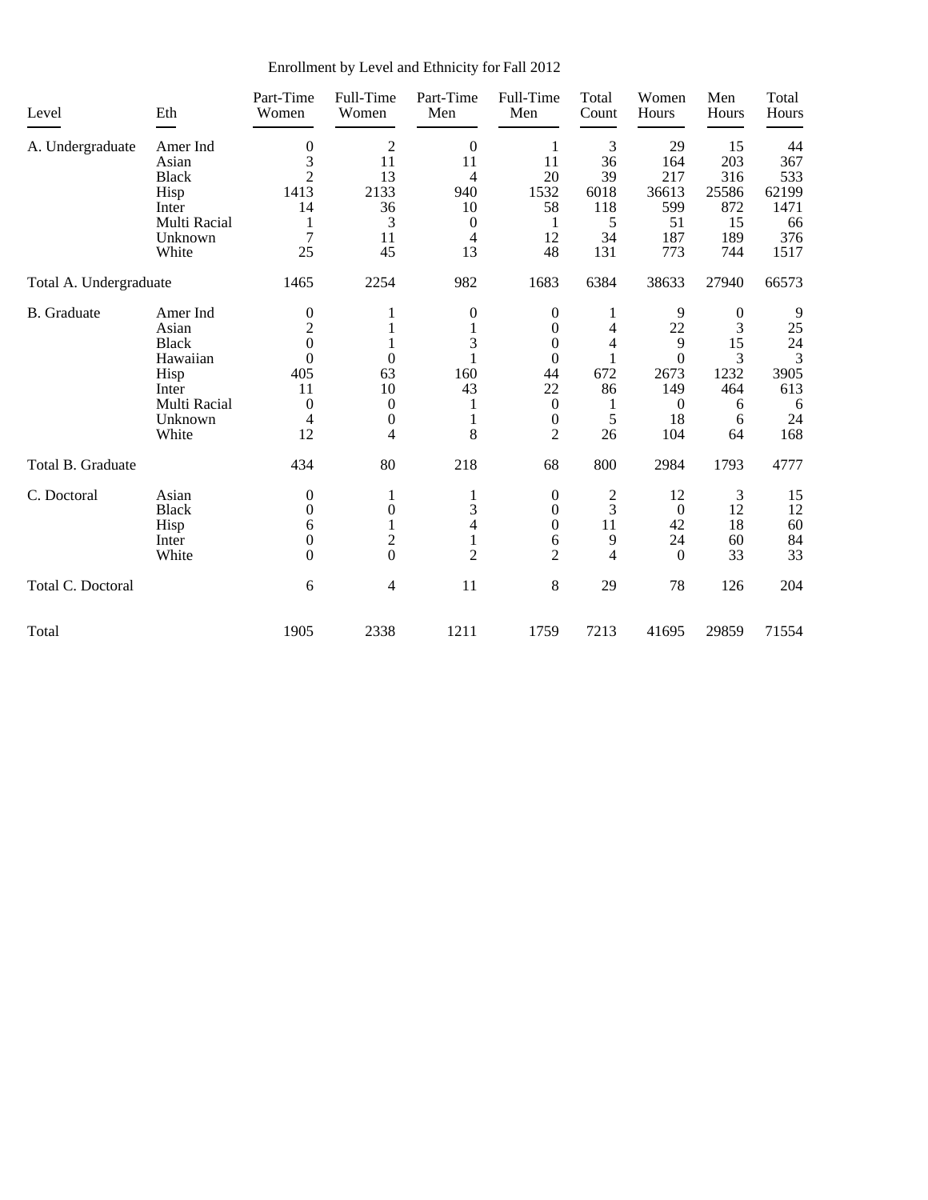Enrollment by Level and Ethnicity for Fall 2012

| Level | Eth | Part-Time Women | Full-Time Women | Part-Time Men | Full-Time Men | Total Count | Women Hours | Men Hours | Total Hours |
|---|---|---|---|---|---|---|---|---|---|
| A. Undergraduate | Amer Ind | 0 | 2 | 0 | 1 | 3 | 29 | 15 | 44 |
| | Asian | 3 | 11 | 11 | 11 | 36 | 164 | 203 | 367 |
| | Black | 2 | 13 | 4 | 20 | 39 | 217 | 316 | 533 |
| | Hisp | 1413 | 2133 | 940 | 1532 | 6018 | 36613 | 25586 | 62199 |
| | Inter | 14 | 36 | 10 | 58 | 118 | 599 | 872 | 1471 |
| | Multi Racial | 1 | 3 | 0 | 1 | 5 | 51 | 15 | 66 |
| | Unknown | 7 | 11 | 4 | 12 | 34 | 187 | 189 | 376 |
| | White | 25 | 45 | 13 | 48 | 131 | 773 | 744 | 1517 |
| Total A. Undergraduate | | 1465 | 2254 | 982 | 1683 | 6384 | 38633 | 27940 | 66573 |
| B. Graduate | Amer Ind | 0 | 1 | 0 | 0 | 1 | 9 | 0 | 9 |
| | Asian | 2 | 1 | 1 | 0 | 4 | 22 | 3 | 25 |
| | Black | 0 | 1 | 3 | 0 | 4 | 9 | 15 | 24 |
| | Hawaiian | 0 | 0 | 1 | 0 | 1 | 0 | 3 | 3 |
| | Hisp | 405 | 63 | 160 | 44 | 672 | 2673 | 1232 | 3905 |
| | Inter | 11 | 10 | 43 | 22 | 86 | 149 | 464 | 613 |
| | Multi Racial | 0 | 0 | 1 | 0 | 1 | 0 | 6 | 6 |
| | Unknown | 4 | 0 | 1 | 0 | 5 | 18 | 6 | 24 |
| | White | 12 | 4 | 8 | 2 | 26 | 104 | 64 | 168 |
| Total B. Graduate | | 434 | 80 | 218 | 68 | 800 | 2984 | 1793 | 4777 |
| C. Doctoral | Asian | 0 | 1 | 1 | 0 | 2 | 12 | 3 | 15 |
| | Black | 0 | 0 | 3 | 0 | 3 | 0 | 12 | 12 |
| | Hisp | 6 | 1 | 4 | 0 | 11 | 42 | 18 | 60 |
| | Inter | 0 | 2 | 1 | 6 | 9 | 24 | 60 | 84 |
| | White | 0 | 0 | 2 | 2 | 4 | 0 | 33 | 33 |
| Total C. Doctoral | | 6 | 4 | 11 | 8 | 29 | 78 | 126 | 204 |
| Total | | 1905 | 2338 | 1211 | 1759 | 7213 | 41695 | 29859 | 71554 |